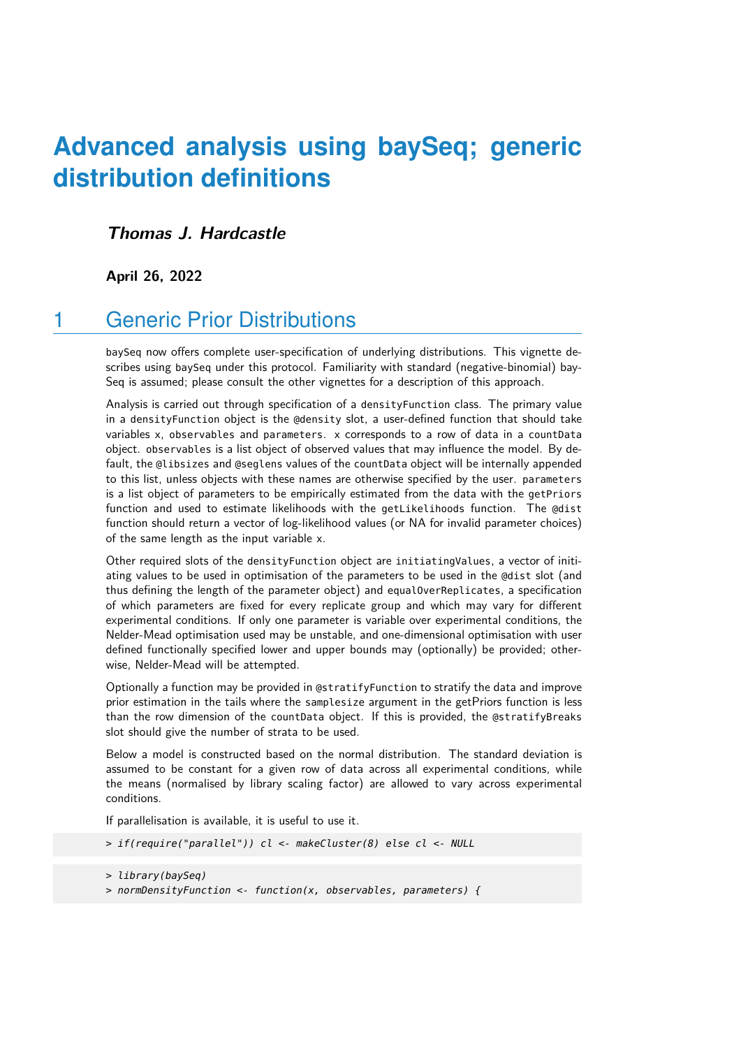# Advanced analysis using baySeq; generic distribution definitions

***Thomas J. Hardcastle***

**April 26, 2022**

## 1 Generic Prior Distributions

baySeq now offers complete user-specification of underlying distributions. This vignette describes using baySeq under this protocol. Familiarity with standard (negative-binomial) baySeq is assumed; please consult the other vignettes for a description of this approach.

Analysis is carried out through specification of a densityFunction class. The primary value in a densityFunction object is the @density slot, a user-defined function that should take variables x, observables and parameters. x corresponds to a row of data in a countData object. observables is a list object of observed values that may influence the model. By default, the @libsizes and @seglens values of the countData object will be internally appended to this list, unless objects with these names are otherwise specified by the user. parameters is a list object of parameters to be empirically estimated from the data with the getPriors function and used to estimate likelihoods with the getLikelihoods function. The @dist function should return a vector of log-likelihood values (or NA for invalid parameter choices) of the same length as the input variable x.

Other required slots of the densityFunction object are initiatingValues, a vector of initiating values to be used in optimisation of the parameters to be used in the @dist slot (and thus defining the length of the parameter object) and equalOverReplicates, a specification of which parameters are fixed for every replicate group and which may vary for different experimental conditions. If only one parameter is variable over experimental conditions, the Nelder-Mead optimisation used may be unstable, and one-dimensional optimisation with user defined functionally specified lower and upper bounds may (optionally) be provided; otherwise, Nelder-Mead will be attempted.

Optionally a function may be provided in @stratifyFunction to stratify the data and improve prior estimation in the tails where the samplesize argument in the getPriors function is less than the row dimension of the countData object. If this is provided, the @stratifyBreaks slot should give the number of strata to be used.

Below a model is constructed based on the normal distribution. The standard deviation is assumed to be constant for a given row of data across all experimental conditions, while the means (normalised by library scaling factor) are allowed to vary across experimental conditions.

If parallelisation is available, it is useful to use it.

```
> if(require("parallel")) cl <- makeCluster(8) else cl <- NULL
```

```
> library(baySeq)
> normDensityFunction <- function(x, observables, parameters) {
```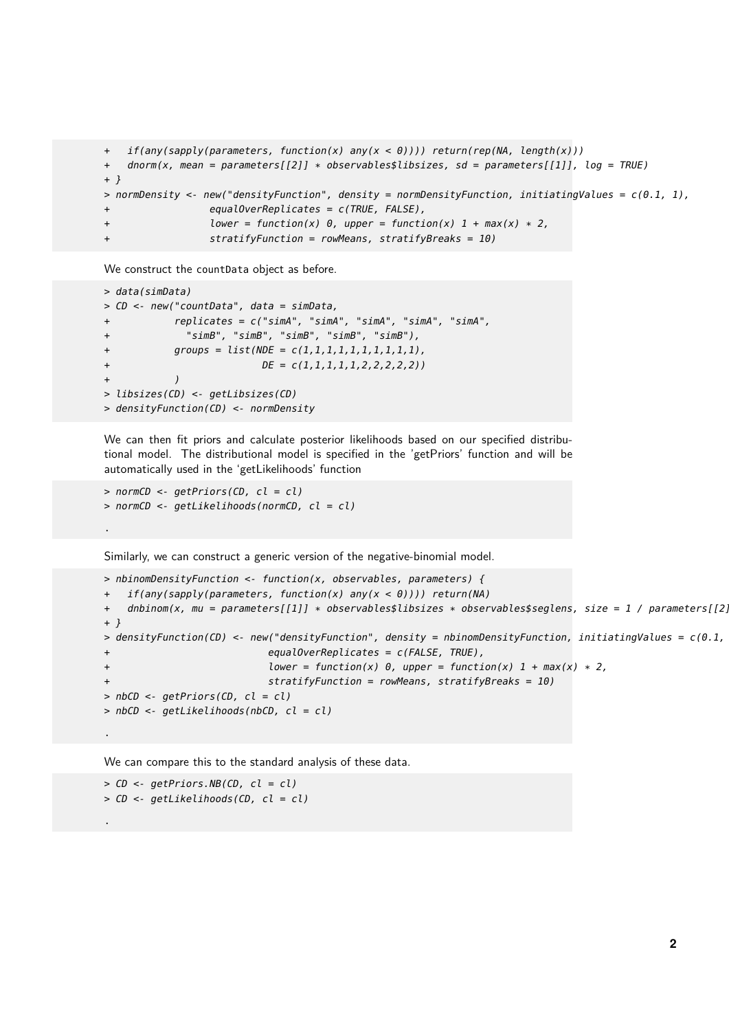```
+   if(any(sapply(parameters, function(x) any(x < 0)))) return(rep(NA, length(x)))
+   dnorm(x, mean = parameters[[2]] * observables$libsizes, sd = parameters[[1]], log = TRUE)
+ }
> normDensity <- new("densityFunction", density = normDensityFunction, initiatingValues = c(0.1, 1),
+                 equalOverReplicates = c(TRUE, FALSE),
+                 lower = function(x) 0, upper = function(x) 1 + max(x) * 2,
+                 stratifyFunction = rowMeans, stratifyBreaks = 10)
```

We construct the countData object as before.

```
> data(simData)
> CD <- new("countData", data = simData,
+           replicates = c("simA", "simA", "simA", "simA", "simA",
+             "simB", "simB", "simB", "simB", "simB"),
+           groups = list(NDE = c(1,1,1,1,1,1,1,1,1,1),
+                         DE = c(1,1,1,1,1,2,2,2,2,2))
+           )
> libsizes(CD) <- getLibsizes(CD)
> densityFunction(CD) <- normDensity
```

We can then fit priors and calculate posterior likelihoods based on our specified distributional model. The distributional model is specified in the 'getPriors' function and will be automatically used in the 'getLikelihoods' function

```
> normCD <- getPriors(CD, cl = cl)
> normCD <- getLikelihoods(normCD, cl = cl)

.
```

Similarly, we can construct a generic version of the negative-binomial model.

```
> nbinomDensityFunction <- function(x, observables, parameters) {
+   if(any(sapply(parameters, function(x) any(x < 0)))) return(NA)
+   dnbinom(x, mu = parameters[[1]] * observables$libsizes * observables$seglens, size = 1 / parameters[[2]]
+ }
> densityFunction(CD) <- new("densityFunction", density = nbinomDensityFunction, initiatingValues = c(0.1,
+                           equalOverReplicates = c(FALSE, TRUE),
+                           lower = function(x) 0, upper = function(x) 1 + max(x) * 2,
+                           stratifyFunction = rowMeans, stratifyBreaks = 10)
> nbCD <- getPriors(CD, cl = cl)
> nbCD <- getLikelihoods(nbCD, cl = cl)

.
```

We can compare this to the standard analysis of these data.

```
> CD <- getPriors.NB(CD, cl = cl)
> CD <- getLikelihoods(CD, cl = cl)

.
```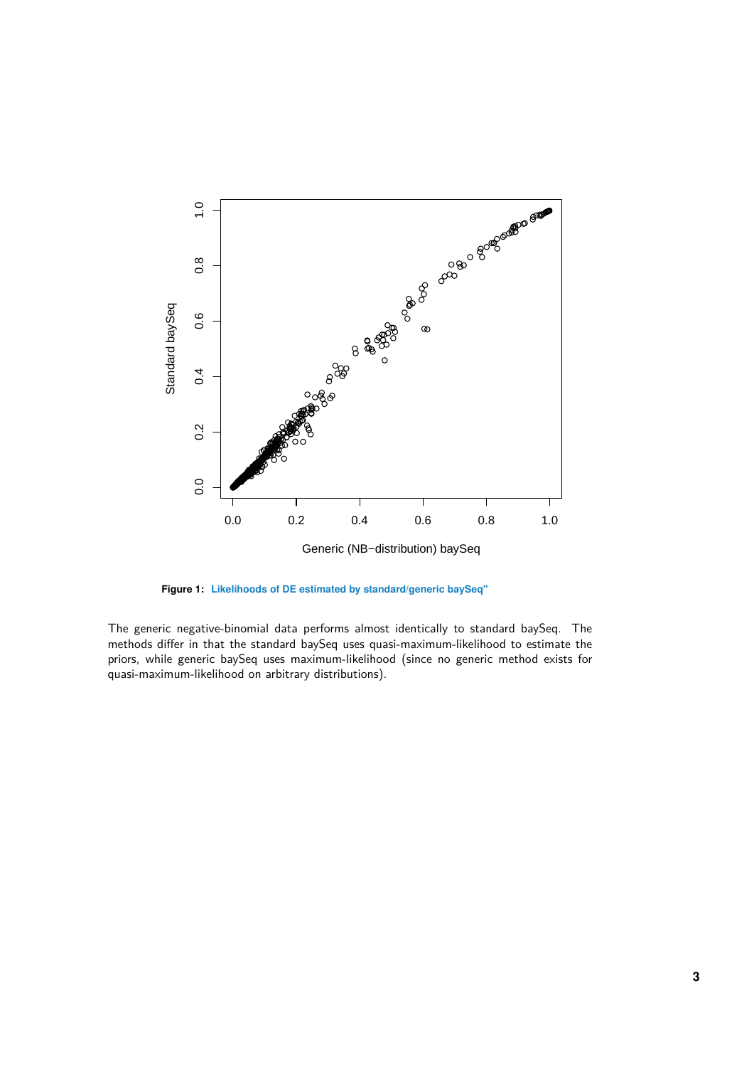**Figure 1:** **Likelihoods of DE estimated by standard/generic baySeq"**

The generic negative-binomial data performs almost identically to standard baySeq. The methods differ in that the standard baySeq uses quasi-maximum-likelihood to estimate the priors, while generic baySeq uses maximum-likelihood (since no generic method exists for quasi-maximum-likelihood on arbitrary distributions).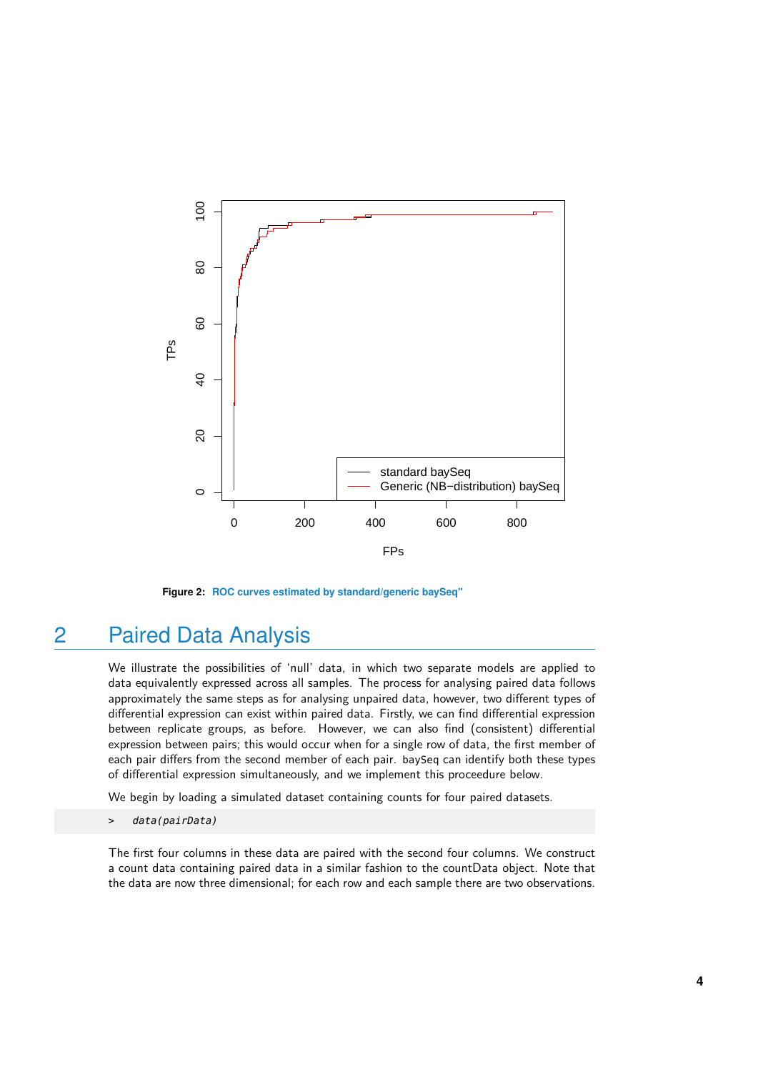Figure 2: ROC curves estimated by standard/generic baySeq"

## 2 Paired Data Analysis

We illustrate the possibilities of 'null' data, in which two separate models are applied to data equivalently expressed across all samples. The process for analysing paired data follows approximately the same steps as for analysing unpaired data, however, two different types of differential expression can exist within paired data. Firstly, we can find differential expression between replicate groups, as before. However, we can also find (consistent) differential expression between pairs; this would occur when for a single row of data, the first member of each pair differs from the second member of each pair. baySeq can identify both these types of differential expression simultaneously, and we implement this proceedure below.

We begin by loading a simulated dataset containing counts for four paired datasets.

```
> data(pairData)
```

The first four columns in these data are paired with the second four columns. We construct a count data containing paired data in a similar fashion to the countData object. Note that the data are now three dimensional; for each row and each sample there are two observations.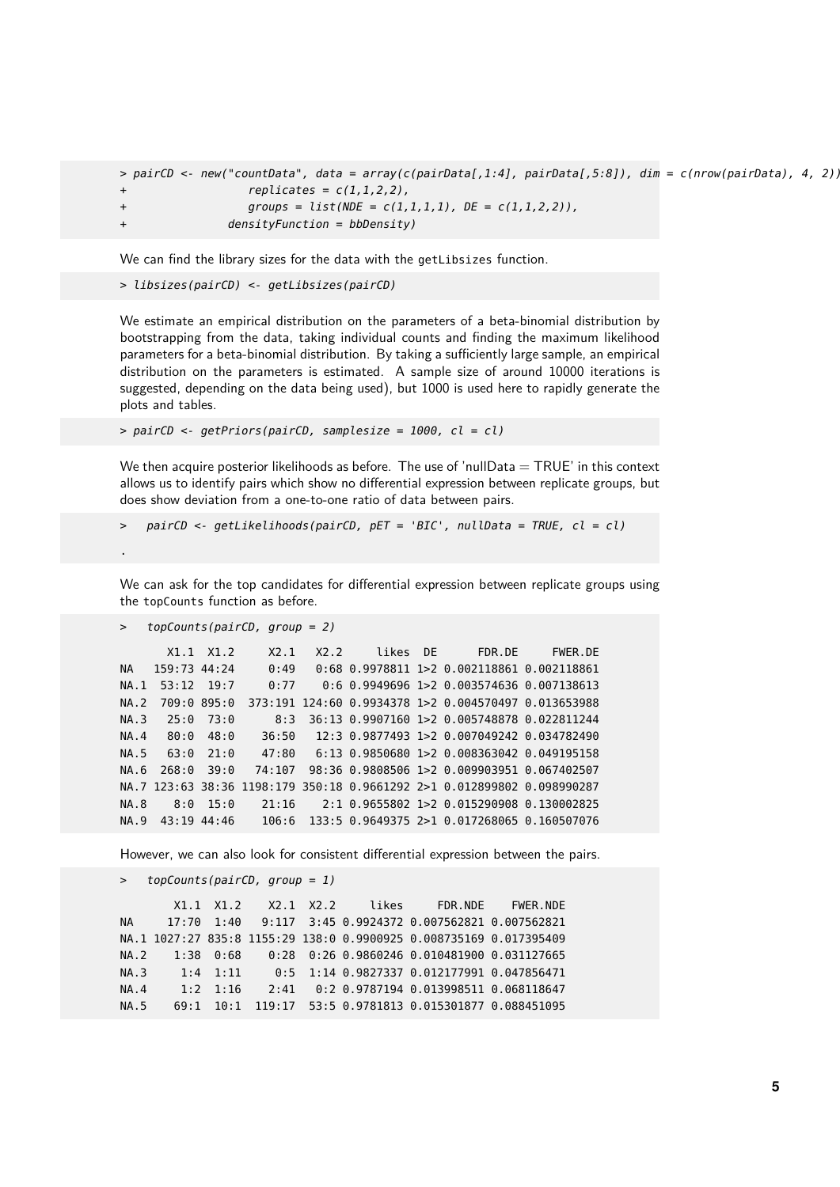```
> pairCD <- new("countData", data = array(c(pairData[,1:4], pairData[,5:8]), dim = c(nrow(pairData), 4, 2)),
+                 replicates = c(1,1,2,2),
+                 groups = list(NDE = c(1,1,1,1), DE = c(1,1,2,2)),
+               densityFunction = bbDensity)
```

We can find the library sizes for the data with the getLibsizes function.

```
> libsizes(pairCD) <- getLibsizes(pairCD)
```

We estimate an empirical distribution on the parameters of a beta-binomial distribution by bootstrapping from the data, taking individual counts and finding the maximum likelihood parameters for a beta-binomial distribution. By taking a sufficiently large sample, an empirical distribution on the parameters is estimated. A sample size of around 10000 iterations is suggested, depending on the data being used), but 1000 is used here to rapidly generate the plots and tables.

```
> pairCD <- getPriors(pairCD, samplesize = 1000, cl = cl)
```

We then acquire posterior likelihoods as before. The use of 'nullData = TRUE' in this context allows us to identify pairs which show no differential expression between replicate groups, but does show deviation from a one-to-one ratio of data between pairs.

```
>   pairCD <- getLikelihoods(pairCD, pET = 'BIC', nullData = TRUE, cl = cl)

.
```

We can ask for the top candidates for differential expression between replicate groups using the topCounts function as before.

```
>   topCounts(pairCD, group = 2)

        X1.1  X1.2     X2.1   X2.2     likes  DE      FDR.DE     FWER.DE
NA   159:73 44:24     0:49    0:68 0.9978811 1>2 0.002118861 0.002118861
NA.1  53:12  19:7     0:77    0:6 0.9949696 1>2 0.003574636 0.007138613
NA.2  709:0 895:0  373:191 124:60 0.9934378 1>2 0.004570497 0.013653988
NA.3   25:0  73:0      8:3  36:13 0.9907160 1>2 0.005748878 0.022811244
NA.4   80:0  48:0    36:50   12:3 0.9877493 1>2 0.007049242 0.034782490
NA.5   63:0  21:0    47:80   6:13 0.9850680 1>2 0.008363042 0.049195158
NA.6  268:0  39:0   74:107  98:36 0.9808506 1>2 0.009903951 0.067402507
NA.7 123:63 38:36 1198:179 350:18 0.9661292 2>1 0.012899802 0.098990287
NA.8    8:0  15:0    21:16    2:1 0.9655802 1>2 0.015290908 0.130002825
NA.9  43:19 44:46    106:6  133:5 0.9649375 2>1 0.017268065 0.160507076
```

However, we can also look for consistent differential expression between the pairs.

```
>   topCounts(pairCD, group = 1)

        X1.1  X1.2    X2.1  X2.2     likes     FDR.NDE    FWER.NDE
NA     17:70  1:40   9:117  3:45 0.9924372 0.007562821 0.007562821
NA.1 1027:27 835:8 1155:29 138:0 0.9900925 0.008735169 0.017395409
NA.2    1:38  0:68    0:28  0:26 0.9860246 0.010481900 0.031127665
NA.3     1:4  1:11     0:5  1:14 0.9827337 0.012177991 0.047856471
NA.4     1:2  1:16    2:41   0:2 0.9787194 0.013998511 0.068118647
NA.5    69:1  10:1  119:17  53:5 0.9781813 0.015301877 0.088451095
```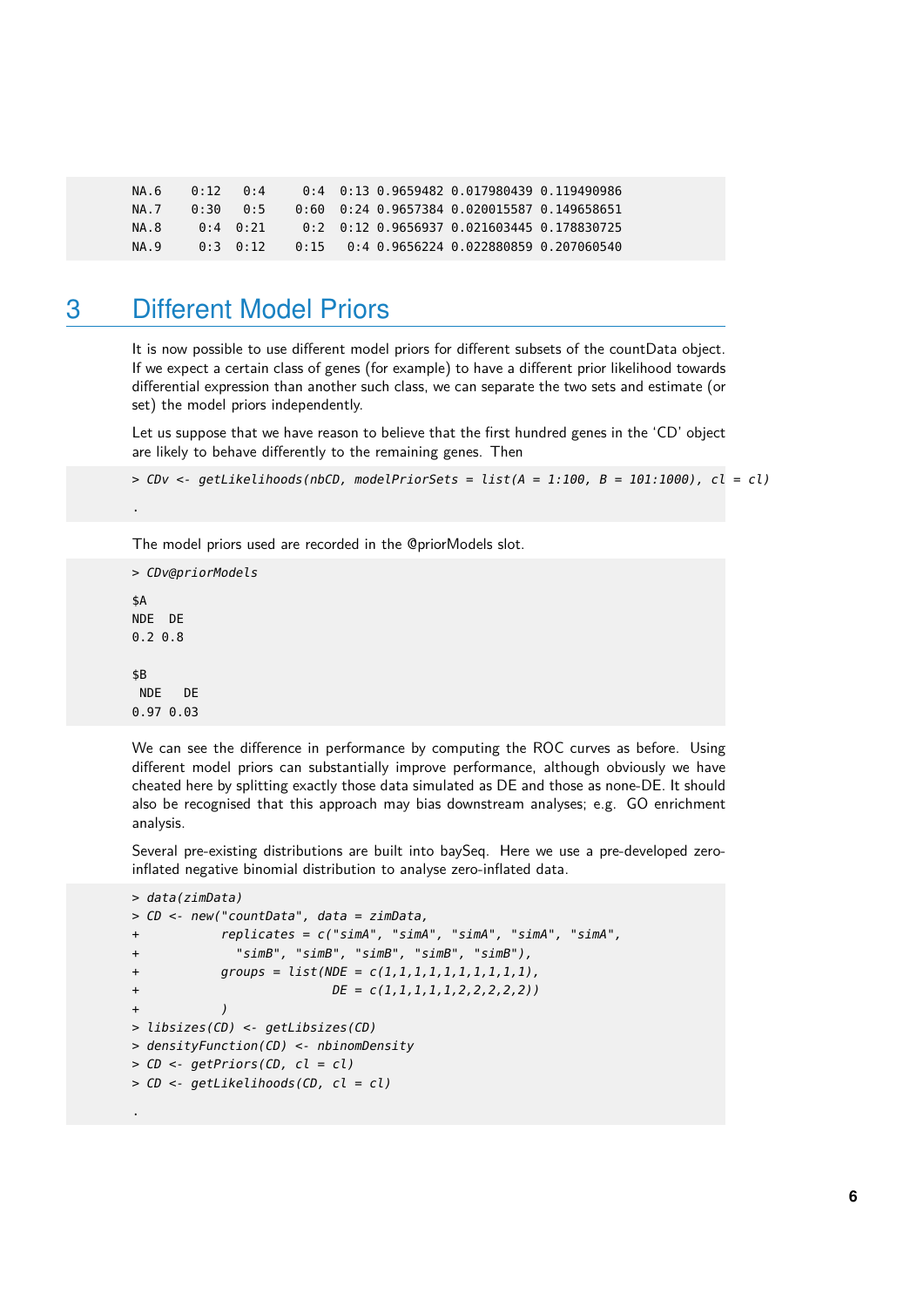```
NA.6    0:12   0:4     0:4  0:13 0.9659482 0.017980439 0.119490986
NA.7    0:30   0:5    0:60  0:24 0.9657384 0.020015587 0.149658651
NA.8     0:4  0:21     0:2  0:12 0.9656937 0.021603445 0.178830725
NA.9     0:3  0:12    0:15   0:4 0.9656224 0.022880859 0.207060540
```

# 3 Different Model Priors

It is now possible to use different model priors for different subsets of the countData object. If we expect a certain class of genes (for example) to have a different prior likelihood towards differential expression than another such class, we can separate the two sets and estimate (or set) the model priors independently.

Let us suppose that we have reason to believe that the first hundred genes in the 'CD' object are likely to behave differently to the remaining genes. Then

```
> CDv <- getLikelihoods(nbCD, modelPriorSets = list(A = 1:100, B = 101:1000), cl = cl)

.
```

The model priors used are recorded in the @priorModels slot.

```
> CDv@priorModels

$A
NDE  DE
0.2 0.8

$B
 NDE   DE
0.97 0.03
```

We can see the difference in performance by computing the ROC curves as before. Using different model priors can substantially improve performance, although obviously we have cheated here by splitting exactly those data simulated as DE and those as none-DE. It should also be recognised that this approach may bias downstream analyses; e.g. GO enrichment analysis.

Several pre-existing distributions are built into baySeq. Here we use a pre-developed zero-inflated negative binomial distribution to analyse zero-inflated data.

```
> data(zimData)
> CD <- new("countData", data = zimData,
+           replicates = c("simA", "simA", "simA", "simA", "simA",
+             "simB", "simB", "simB", "simB", "simB"),
+           groups = list(NDE = c(1,1,1,1,1,1,1,1,1,1),
+                         DE = c(1,1,1,1,1,2,2,2,2,2))
+           )
> libsizes(CD) <- getLibsizes(CD)
> densityFunction(CD) <- nbinomDensity
> CD <- getPriors(CD, cl = cl)
> CD <- getLikelihoods(CD, cl = cl)

.
```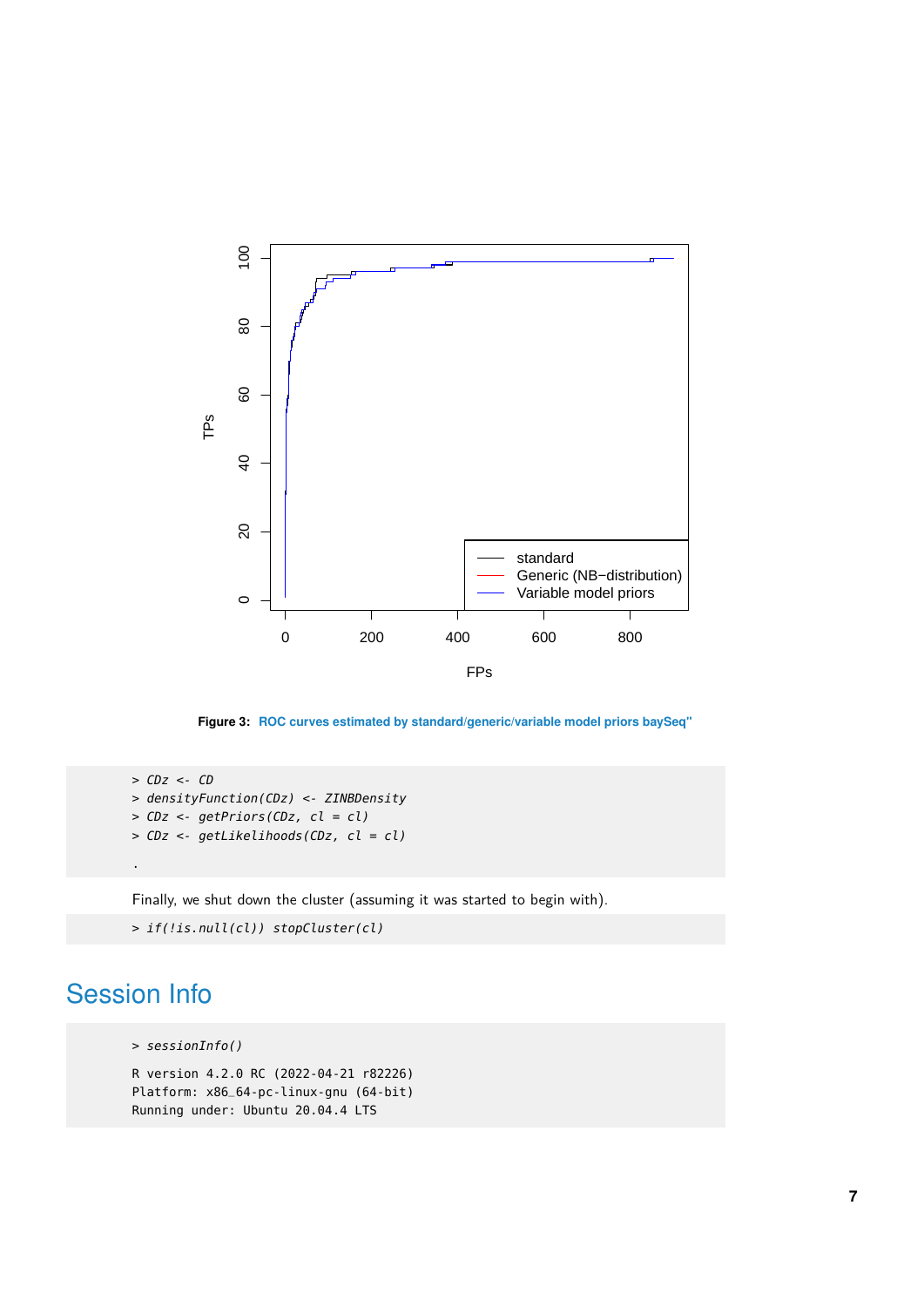Figure 3: ROC curves estimated by standard/generic/variable model priors baySeq"

```
> CDz <- CD
> densityFunction(CDz) <- ZINBDensity
> CDz <- getPriors(CDz, cl = cl)
> CDz <- getLikelihoods(CDz, cl = cl)

.
```

Finally, we shut down the cluster (assuming it was started to begin with).

```
> if(!is.null(cl)) stopCluster(cl)
```

# Session Info

```
> sessionInfo()

R version 4.2.0 RC (2022-04-21 r82226)
Platform: x86_64-pc-linux-gnu (64-bit)
Running under: Ubuntu 20.04.4 LTS
```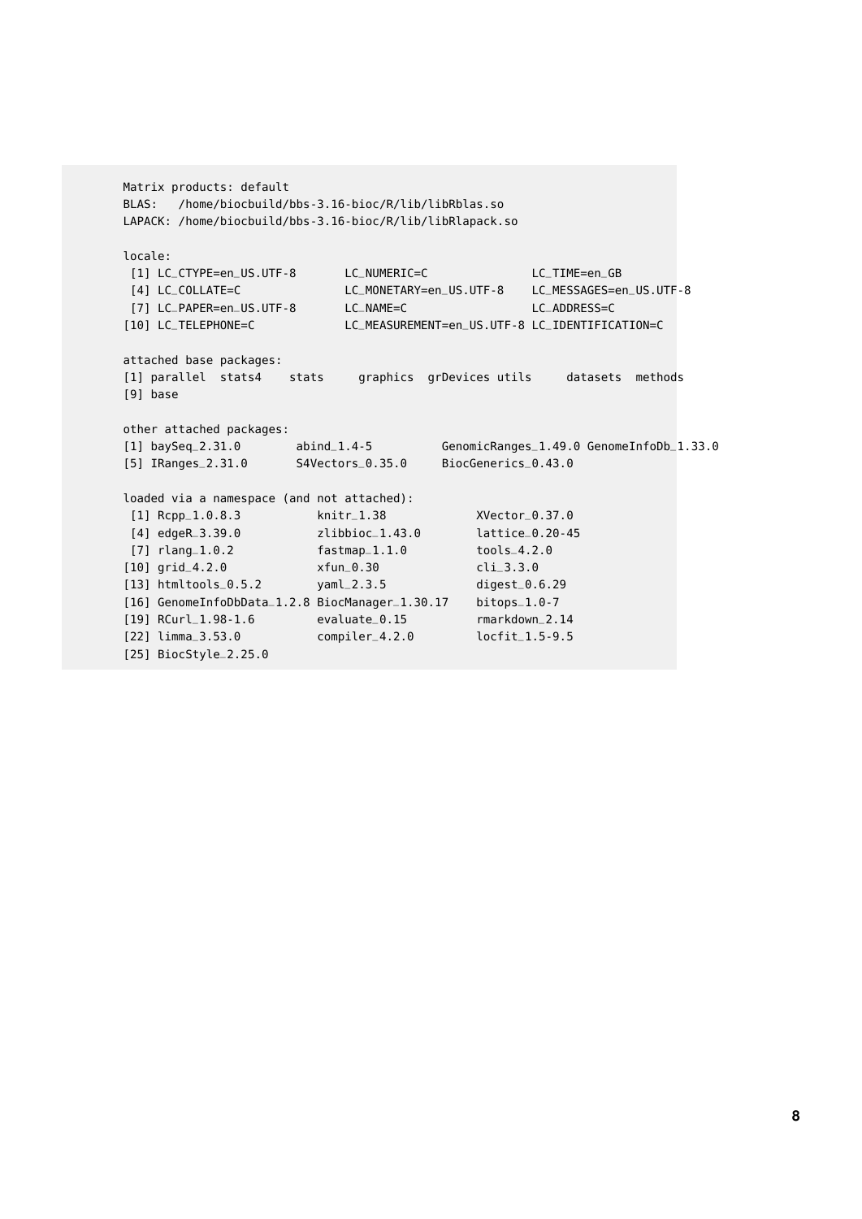```
Matrix products: default
BLAS:   /home/biocbuild/bbs-3.16-bioc/R/lib/libRblas.so
LAPACK: /home/biocbuild/bbs-3.16-bioc/R/lib/libRlapack.so

locale:
 [1] LC_CTYPE=en_US.UTF-8       LC_NUMERIC=C               LC_TIME=en_GB
 [4] LC_COLLATE=C               LC_MONETARY=en_US.UTF-8    LC_MESSAGES=en_US.UTF-8
 [7] LC_PAPER=en_US.UTF-8       LC_NAME=C                  LC_ADDRESS=C
[10] LC_TELEPHONE=C             LC_MEASUREMENT=en_US.UTF-8 LC_IDENTIFICATION=C

attached base packages:
[1] parallel  stats4    stats     graphics  grDevices utils     datasets  methods
[9] base

other attached packages:
[1] baySeq_2.31.0        abind_1.4-5          GenomicRanges_1.49.0 GenomeInfoDb_1.33.0
[5] IRanges_2.31.0       S4Vectors_0.35.0     BiocGenerics_0.43.0

loaded via a namespace (and not attached):
 [1] Rcpp_1.0.8.3           knitr_1.38             XVector_0.37.0
 [4] edgeR_3.39.0           zlibbioc_1.43.0        lattice_0.20-45
 [7] rlang_1.0.2            fastmap_1.1.0          tools_4.2.0
[10] grid_4.2.0             xfun_0.30              cli_3.3.0
[13] htmltools_0.5.2        yaml_2.3.5             digest_0.6.29
[16] GenomeInfoDbData_1.2.8 BiocManager_1.30.17    bitops_1.0-7
[19] RCurl_1.98-1.6         evaluate_0.15          rmarkdown_2.14
[22] limma_3.53.0           compiler_4.2.0         locfit_1.5-9.5
[25] BiocStyle_2.25.0
```